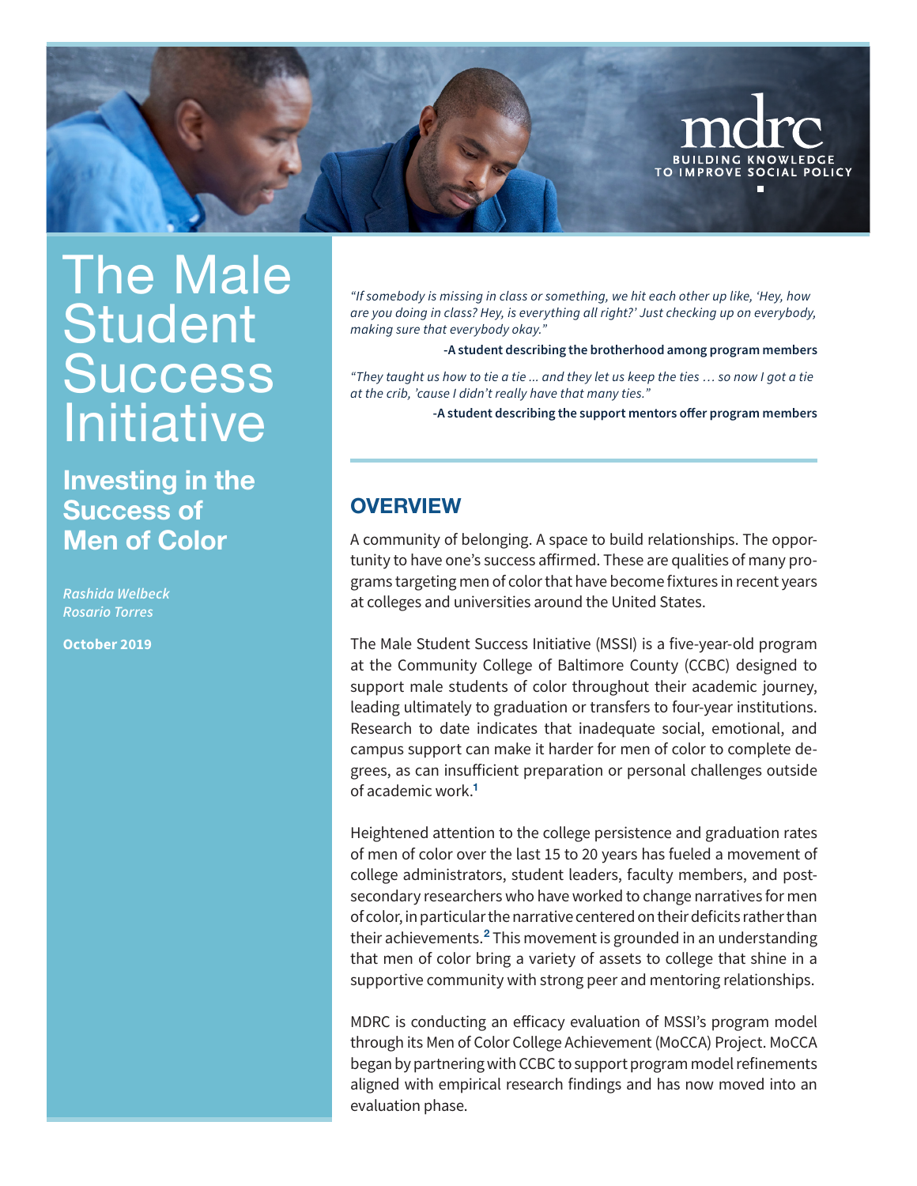# The Male Student Success Initiative

## Investing in the Success of Men of Color

*Rashida Welbeck*
*Rosario Torres*

**October 2019**

*"If somebody is missing in class or something, we hit each other up like, 'Hey, how are you doing in class? Hey, is everything all right?' Just checking up on everybody, making sure that everybody okay."*

**-A student describing the brotherhood among program members**

*"They taught us how to tie a tie ... and they let us keep the ties … so now I got a tie at the crib, 'cause I didn't really have that many ties."*

**-A student describing the support mentors offer program members**

## OVERVIEW

A community of belonging. A space to build relationships. The opportunity to have one's success affirmed. These are qualities of many programs targeting men of color that have become fixtures in recent years at colleges and universities around the United States.

The Male Student Success Initiative (MSSI) is a five-year-old program at the Community College of Baltimore County (CCBC) designed to support male students of color throughout their academic journey, leading ultimately to graduation or transfers to four-year institutions. Research to date indicates that inadequate social, emotional, and campus support can make it harder for men of color to complete degrees, as can insufficient preparation or personal challenges outside of academic work.[1]

Heightened attention to the college persistence and graduation rates of men of color over the last 15 to 20 years has fueled a movement of college administrators, student leaders, faculty members, and postsecondary researchers who have worked to change narratives for men of color, in particular the narrative centered on their deficits rather than their achievements.[2] This movement is grounded in an understanding that men of color bring a variety of assets to college that shine in a supportive community with strong peer and mentoring relationships.

MDRC is conducting an efficacy evaluation of MSSI's program model through its Men of Color College Achievement (MoCCA) Project. MoCCA began by partnering with CCBC to support program model refinements aligned with empirical research findings and has now moved into an evaluation phase.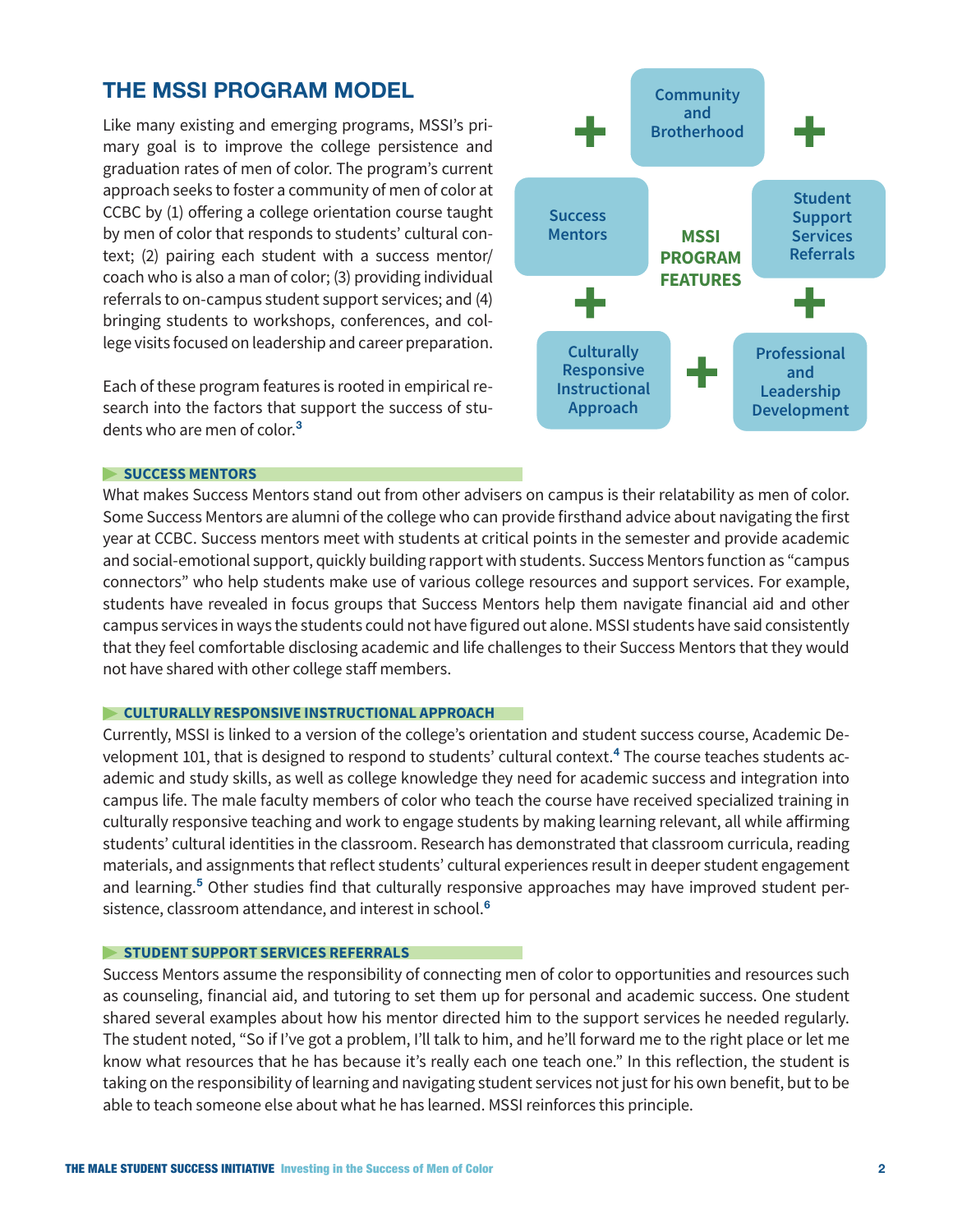## THE MSSI PROGRAM MODEL

Like many existing and emerging programs, MSSI's primary goal is to improve the college persistence and graduation rates of men of color. The program's current approach seeks to foster a community of men of color at CCBC by (1) offering a college orientation course taught by men of color that responds to students' cultural context; (2) pairing each student with a success mentor/coach who is also a man of color; (3) providing individual referrals to on-campus student support services; and (4) bringing students to workshops, conferences, and college visits focused on leadership and career preparation.

Each of these program features is rooted in empirical research into the factors that support the success of students who are men of color.[3]

**MSSI PROGRAM FEATURES**

- Community and Brotherhood
- Student Support Services Referrals
- Professional and Leadership Development
- Culturally Responsive Instructional Approach
- Success Mentors

### SUCCESS MENTORS

What makes Success Mentors stand out from other advisers on campus is their relatability as men of color. Some Success Mentors are alumni of the college who can provide firsthand advice about navigating the first year at CCBC. Success mentors meet with students at critical points in the semester and provide academic and social-emotional support, quickly building rapport with students. Success Mentors function as "campus connectors" who help students make use of various college resources and support services. For example, students have revealed in focus groups that Success Mentors help them navigate financial aid and other campus services in ways the students could not have figured out alone. MSSI students have said consistently that they feel comfortable disclosing academic and life challenges to their Success Mentors that they would not have shared with other college staff members.

### CULTURALLY RESPONSIVE INSTRUCTIONAL APPROACH

Currently, MSSI is linked to a version of the college's orientation and student success course, Academic Development 101, that is designed to respond to students' cultural context.[4] The course teaches students academic and study skills, as well as college knowledge they need for academic success and integration into campus life. The male faculty members of color who teach the course have received specialized training in culturally responsive teaching and work to engage students by making learning relevant, all while affirming students' cultural identities in the classroom. Research has demonstrated that classroom curricula, reading materials, and assignments that reflect students' cultural experiences result in deeper student engagement and learning.[5] Other studies find that culturally responsive approaches may have improved student persistence, classroom attendance, and interest in school.[6]

### STUDENT SUPPORT SERVICES REFERRALS

Success Mentors assume the responsibility of connecting men of color to opportunities and resources such as counseling, financial aid, and tutoring to set them up for personal and academic success. One student shared several examples about how his mentor directed him to the support services he needed regularly. The student noted, "So if I've got a problem, I'll talk to him, and he'll forward me to the right place or let me know what resources that he has because it's really each one teach one." In this reflection, the student is taking on the responsibility of learning and navigating student services not just for his own benefit, but to be able to teach someone else about what he has learned. MSSI reinforces this principle.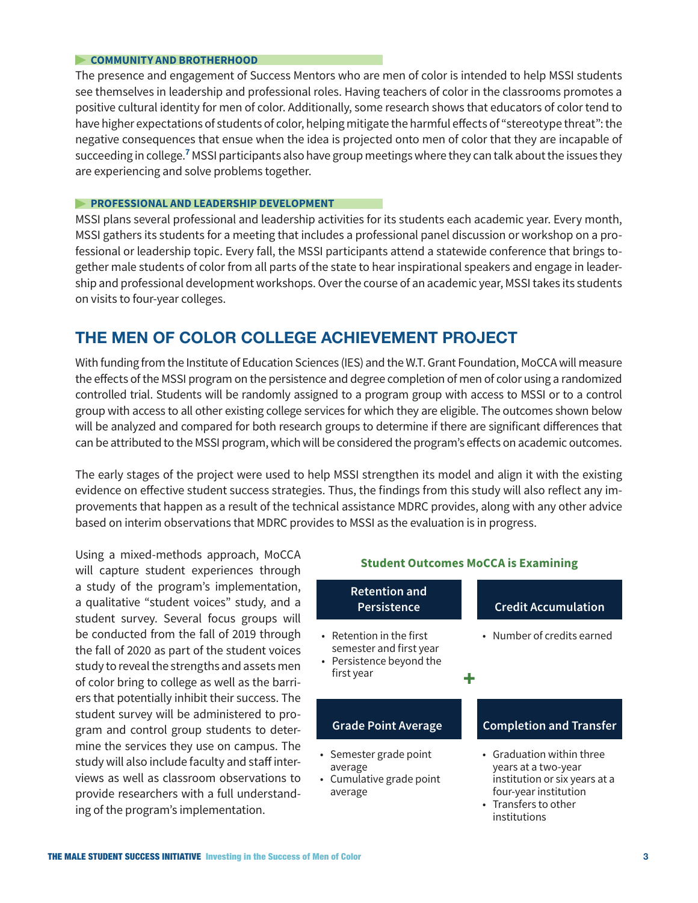### COMMUNITY AND BROTHERHOOD

The presence and engagement of Success Mentors who are men of color is intended to help MSSI students see themselves in leadership and professional roles. Having teachers of color in the classrooms promotes a positive cultural identity for men of color. Additionally, some research shows that educators of color tend to have higher expectations of students of color, helping mitigate the harmful effects of "stereotype threat": the negative consequences that ensue when the idea is projected onto men of color that they are incapable of succeeding in college.[7] MSSI participants also have group meetings where they can talk about the issues they are experiencing and solve problems together.

### PROFESSIONAL AND LEADERSHIP DEVELOPMENT

MSSI plans several professional and leadership activities for its students each academic year. Every month, MSSI gathers its students for a meeting that includes a professional panel discussion or workshop on a professional or leadership topic. Every fall, the MSSI participants attend a statewide conference that brings together male students of color from all parts of the state to hear inspirational speakers and engage in leadership and professional development workshops. Over the course of an academic year, MSSI takes its students on visits to four-year colleges.

## THE MEN OF COLOR COLLEGE ACHIEVEMENT PROJECT

With funding from the Institute of Education Sciences (IES) and the W.T. Grant Foundation, MoCCA will measure the effects of the MSSI program on the persistence and degree completion of men of color using a randomized controlled trial. Students will be randomly assigned to a program group with access to MSSI or to a control group with access to all other existing college services for which they are eligible. The outcomes shown below will be analyzed and compared for both research groups to determine if there are significant differences that can be attributed to the MSSI program, which will be considered the program's effects on academic outcomes.

The early stages of the project were used to help MSSI strengthen its model and align it with the existing evidence on effective student success strategies. Thus, the findings from this study will also reflect any improvements that happen as a result of the technical assistance MDRC provides, along with any other advice based on interim observations that MDRC provides to MSSI as the evaluation is in progress.

Using a mixed-methods approach, MoCCA will capture student experiences through a study of the program's implementation, a qualitative "student voices" study, and a student survey. Several focus groups will be conducted from the fall of 2019 through the fall of 2020 as part of the student voices study to reveal the strengths and assets men of color bring to college as well as the barriers that potentially inhibit their success. The student survey will be administered to program and control group students to determine the services they use on campus. The study will also include faculty and staff interviews as well as classroom observations to provide researchers with a full understanding of the program's implementation.

**Student Outcomes MoCCA is Examining**

**Retention and Persistence**

- Retention in the first semester and first year
- Persistence beyond the first year

**Credit Accumulation**

- Number of credits earned

**Grade Point Average**

- Semester grade point average
- Cumulative grade point average

**Completion and Transfer**

- Graduation within three years at a two-year institution or six years at a four-year institution
- Transfers to other institutions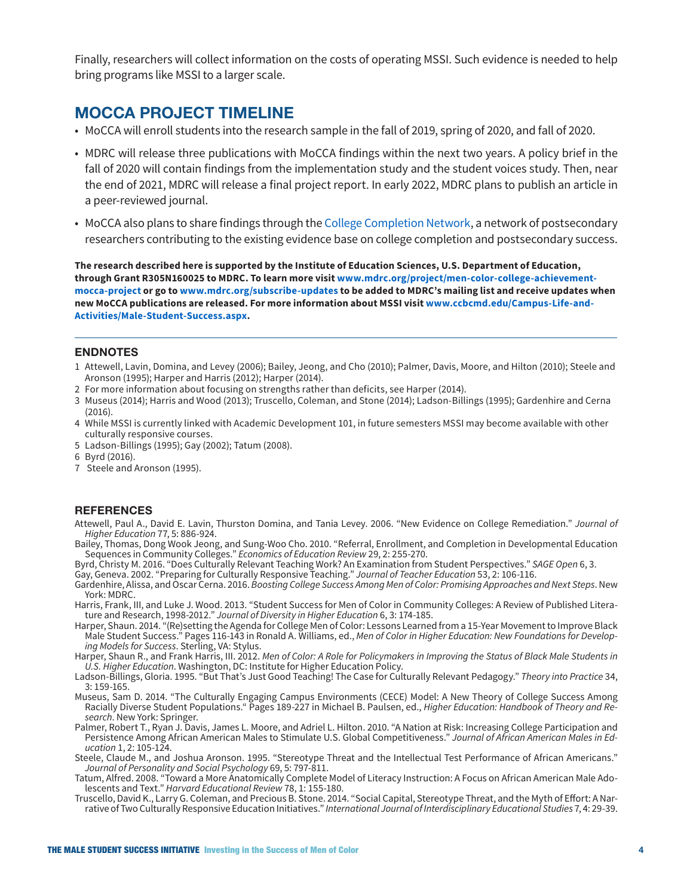Finally, researchers will collect information on the costs of operating MSSI. Such evidence is needed to help bring programs like MSSI to a larger scale.

## MOCCA PROJECT TIMELINE

- MoCCA will enroll students into the research sample in the fall of 2019, spring of 2020, and fall of 2020.
- MDRC will release three publications with MoCCA findings within the next two years. A policy brief in the fall of 2020 will contain findings from the implementation study and the student voices study. Then, near the end of 2021, MDRC will release a final project report. In early 2022, MDRC plans to publish an article in a peer-reviewed journal.
- MoCCA also plans to share findings through the College Completion Network, a network of postsecondary researchers contributing to the existing evidence base on college completion and postsecondary success.

**The research described here is supported by the Institute of Education Sciences, U.S. Department of Education, through Grant R305N160025 to MDRC. To learn more visit www.mdrc.org/project/men-color-college-achievement-mocca-project or go to www.mdrc.org/subscribe-updates to be added to MDRC's mailing list and receive updates when new MoCCA publications are released. For more information about MSSI visit www.ccbcmd.edu/Campus-Life-and-Activities/Male-Student-Success.aspx.**

---

### ENDNOTES

1 Attewell, Lavin, Domina, and Levey (2006); Bailey, Jeong, and Cho (2010); Palmer, Davis, Moore, and Hilton (2010); Steele and Aronson (1995); Harper and Harris (2012); Harper (2014).
2 For more information about focusing on strengths rather than deficits, see Harper (2014).
3 Museus (2014); Harris and Wood (2013); Truscello, Coleman, and Stone (2014); Ladson-Billings (1995); Gardenhire and Cerna (2016).
4 While MSSI is currently linked with Academic Development 101, in future semesters MSSI may become available with other culturally responsive courses.
5 Ladson-Billings (1995); Gay (2002); Tatum (2008).
6 Byrd (2016).
7 Steele and Aronson (1995).

### REFERENCES

Attewell, Paul A., David E. Lavin, Thurston Domina, and Tania Levey. 2006. "New Evidence on College Remediation." *Journal of Higher Education* 77, 5: 886-924.

Bailey, Thomas, Dong Wook Jeong, and Sung-Woo Cho. 2010. "Referral, Enrollment, and Completion in Developmental Education Sequences in Community Colleges." *Economics of Education Review* 29, 2: 255-270.

Byrd, Christy M. 2016. "Does Culturally Relevant Teaching Work? An Examination from Student Perspectives." *SAGE Open* 6, 3.

Gay, Geneva. 2002. "Preparing for Culturally Responsive Teaching." *Journal of Teacher Education* 53, 2: 106-116.

Gardenhire, Alissa, and Oscar Cerna. 2016. *Boosting College Success Among Men of Color: Promising Approaches and Next Steps*. New York: MDRC.

Harris, Frank, III, and Luke J. Wood. 2013. "Student Success for Men of Color in Community Colleges: A Review of Published Literature and Research, 1998-2012." *Journal of Diversity in Higher Education* 6, 3: 174-185.

Harper, Shaun. 2014. "(Re)setting the Agenda for College Men of Color: Lessons Learned from a 15-Year Movement to Improve Black Male Student Success." Pages 116-143 in Ronald A. Williams, ed., *Men of Color in Higher Education: New Foundations for Developing Models for Success*. Sterling, VA: Stylus.

Harper, Shaun R., and Frank Harris, III. 2012. *Men of Color: A Role for Policymakers in Improving the Status of Black Male Students in U.S. Higher Education*. Washington, DC: Institute for Higher Education Policy.

Ladson-Billings, Gloria. 1995. "But That's Just Good Teaching! The Case for Culturally Relevant Pedagogy." *Theory into Practice* 34, 3: 159-165.

Museus, Sam D. 2014. "The Culturally Engaging Campus Environments (CECE) Model: A New Theory of College Success Among Racially Diverse Student Populations." Pages 189-227 in Michael B. Paulsen, ed., *Higher Education: Handbook of Theory and Research*. New York: Springer.

Palmer, Robert T., Ryan J. Davis, James L. Moore, and Adriel L. Hilton. 2010. "A Nation at Risk: Increasing College Participation and Persistence Among African American Males to Stimulate U.S. Global Competitiveness." *Journal of African American Males in Education* 1, 2: 105-124.

Steele, Claude M., and Joshua Aronson. 1995. "Stereotype Threat and the Intellectual Test Performance of African Americans." *Journal of Personality and Social Psychology* 69, 5: 797-811.

Tatum, Alfred. 2008. "Toward a More Anatomically Complete Model of Literacy Instruction: A Focus on African American Male Adolescents and Text." *Harvard Educational Review* 78, 1: 155-180.

Truscello, David K., Larry G. Coleman, and Precious B. Stone. 2014. "Social Capital, Stereotype Threat, and the Myth of Effort: A Narrative of Two Culturally Responsive Education Initiatives." *International Journal of Interdisciplinary Educational Studies* 7, 4: 29-39.